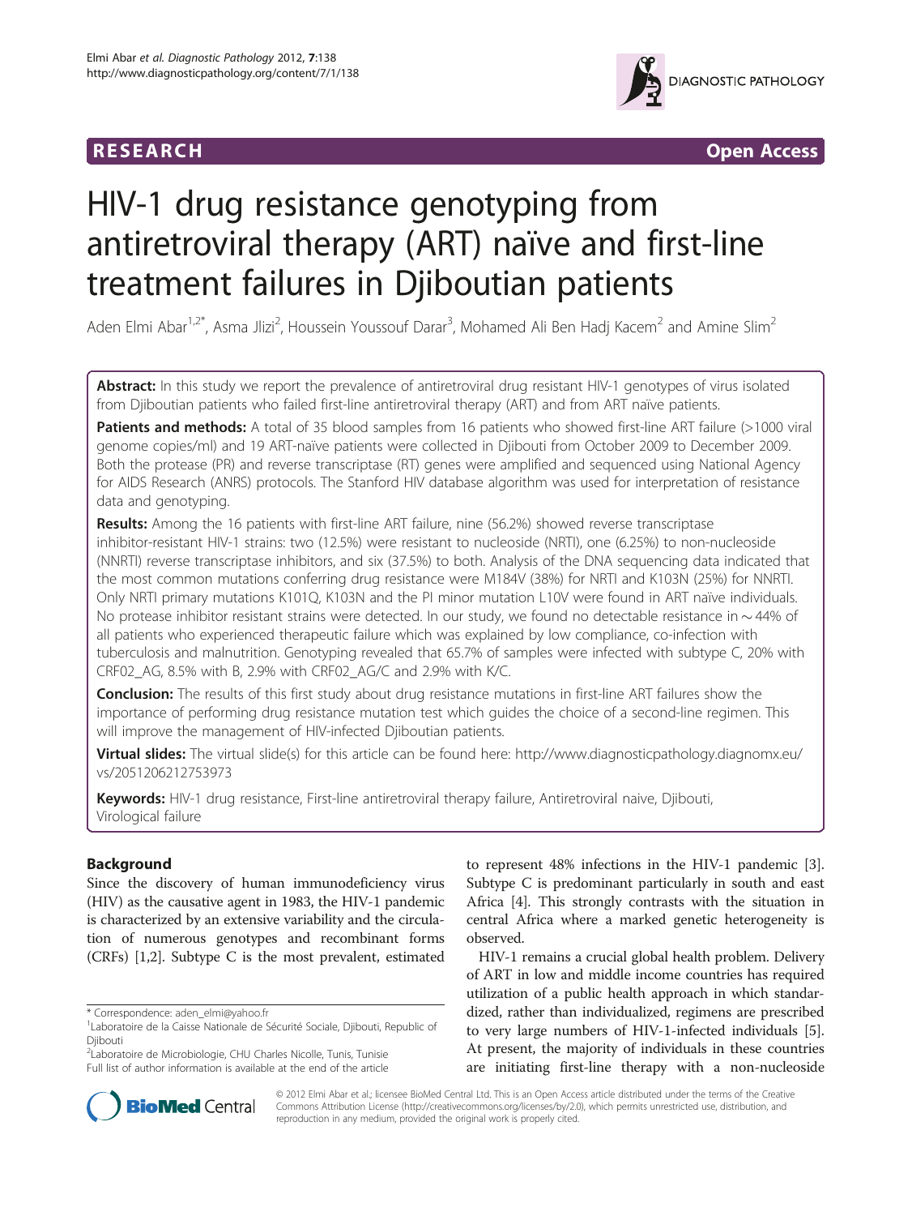RESEARCH Open Access

# HIV-1 drug resistance genotyping from antiretroviral therapy (ART) naïve and first-line treatment failures in Djiboutian patients

Aden Elmi Abar[1,2*], Asma Jlizi[2], Houssein Youssouf Darar[3], Mohamed Ali Ben Hadj Kacem[2] and Amine Slim[2]

**Abstract:** In this study we report the prevalence of antiretroviral drug resistant HIV-1 genotypes of virus isolated from Djiboutian patients who failed first-line antiretroviral therapy (ART) and from ART naïve patients.

**Patients and methods:** A total of 35 blood samples from 16 patients who showed first-line ART failure (>1000 viral genome copies/ml) and 19 ART-naïve patients were collected in Djibouti from October 2009 to December 2009. Both the protease (PR) and reverse transcriptase (RT) genes were amplified and sequenced using National Agency for AIDS Research (ANRS) protocols. The Stanford HIV database algorithm was used for interpretation of resistance data and genotyping.

**Results:** Among the 16 patients with first-line ART failure, nine (56.2%) showed reverse transcriptase inhibitor-resistant HIV-1 strains: two (12.5%) were resistant to nucleoside (NRTI), one (6.25%) to non-nucleoside (NNRTI) reverse transcriptase inhibitors, and six (37.5%) to both. Analysis of the DNA sequencing data indicated that the most common mutations conferring drug resistance were M184V (38%) for NRTI and K103N (25%) for NNRTI. Only NRTI primary mutations K101Q, K103N and the PI minor mutation L10V were found in ART naïve individuals. No protease inhibitor resistant strains were detected. In our study, we found no detectable resistance in ~44% of all patients who experienced therapeutic failure which was explained by low compliance, co-infection with tuberculosis and malnutrition. Genotyping revealed that 65.7% of samples were infected with subtype C, 20% with CRF02_AG, 8.5% with B, 2.9% with CRF02_AG/C and 2.9% with K/C.

**Conclusion:** The results of this first study about drug resistance mutations in first-line ART failures show the importance of performing drug resistance mutation test which guides the choice of a second-line regimen. This will improve the management of HIV-infected Djiboutian patients.

**Virtual slides:** The virtual slide(s) for this article can be found here: http://www.diagnosticpathology.diagnomx.eu/vs/2051206212753973

**Keywords:** HIV-1 drug resistance, First-line antiretroviral therapy failure, Antiretroviral naive, Djibouti, Virological failure

## Background

Since the discovery of human immunodeficiency virus (HIV) as the causative agent in 1983, the HIV-1 pandemic is characterized by an extensive variability and the circulation of numerous genotypes and recombinant forms (CRFs) [1,2]. Subtype C is the most prevalent, estimated to represent 48% infections in the HIV-1 pandemic [3]. Subtype C is predominant particularly in south and east Africa [4]. This strongly contrasts with the situation in central Africa where a marked genetic heterogeneity is observed.

HIV-1 remains a crucial global health problem. Delivery of ART in low and middle income countries has required utilization of a public health approach in which standardized, rather than individualized, regimens are prescribed to very large numbers of HIV-1-infected individuals [5]. At present, the majority of individuals in these countries are initiating first-line therapy with a non-nucleoside

\* Correspondence: aden_elmi@yahoo.fr
[1]Laboratoire de la Caisse Nationale de Sécurité Sociale, Djibouti, Republic of Djibouti
[2]Laboratoire de Microbiologie, CHU Charles Nicolle, Tunis, Tunisie
Full list of author information is available at the end of the article

© 2012 Elmi Abar et al.; licensee BioMed Central Ltd. This is an Open Access article distributed under the terms of the Creative Commons Attribution License (http://creativecommons.org/licenses/by/2.0), which permits unrestricted use, distribution, and reproduction in any medium, provided the original work is properly cited.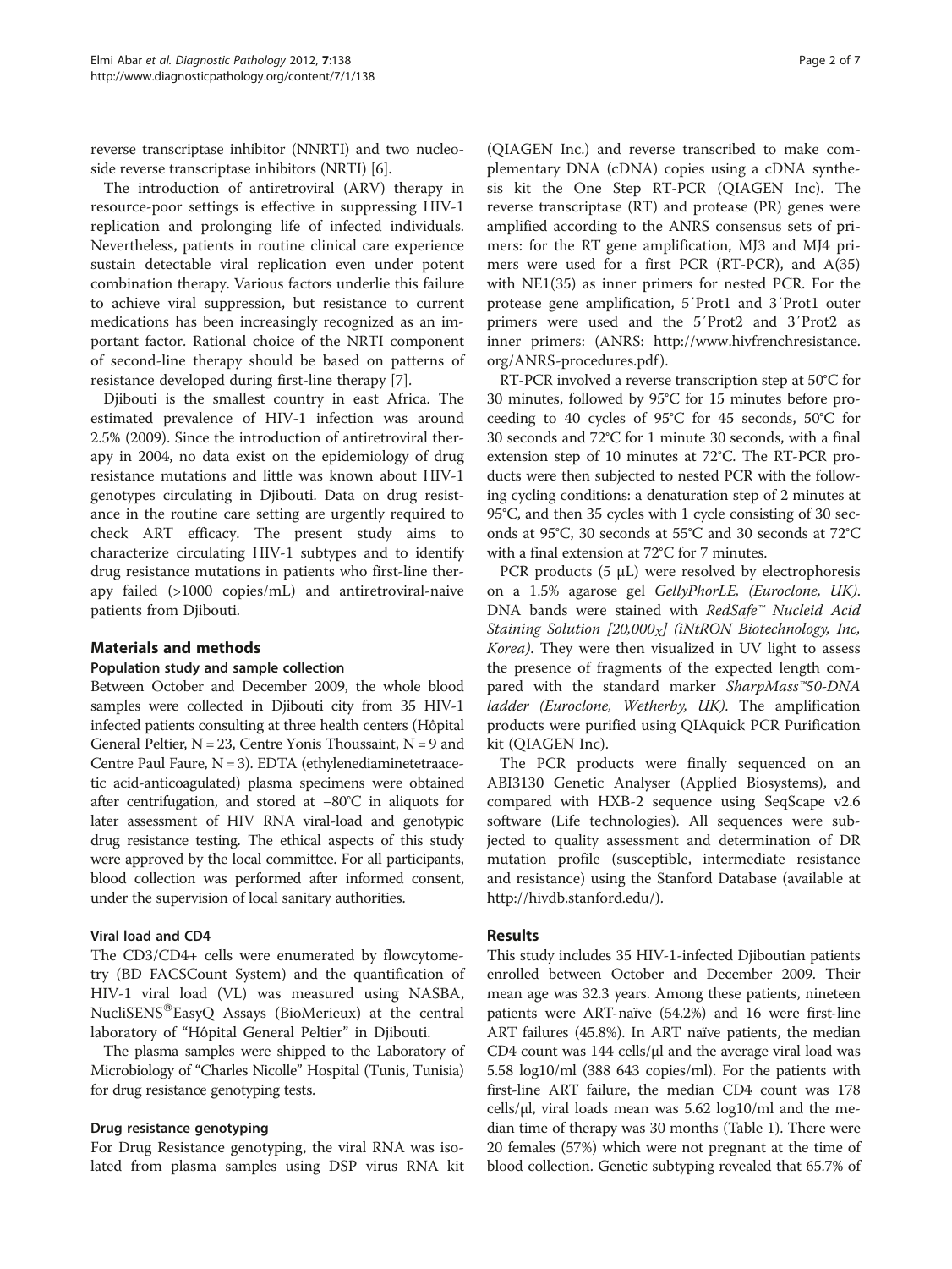reverse transcriptase inhibitor (NNRTI) and two nucleoside reverse transcriptase inhibitors (NRTI) [6].

The introduction of antiretroviral (ARV) therapy in resource-poor settings is effective in suppressing HIV-1 replication and prolonging life of infected individuals. Nevertheless, patients in routine clinical care experience sustain detectable viral replication even under potent combination therapy. Various factors underlie this failure to achieve viral suppression, but resistance to current medications has been increasingly recognized as an important factor. Rational choice of the NRTI component of second-line therapy should be based on patterns of resistance developed during first-line therapy [7].

Djibouti is the smallest country in east Africa. The estimated prevalence of HIV-1 infection was around 2.5% (2009). Since the introduction of antiretroviral therapy in 2004, no data exist on the epidemiology of drug resistance mutations and little was known about HIV-1 genotypes circulating in Djibouti. Data on drug resistance in the routine care setting are urgently required to check ART efficacy. The present study aims to characterize circulating HIV-1 subtypes and to identify drug resistance mutations in patients who first-line therapy failed (>1000 copies/mL) and antiretroviral-naive patients from Djibouti.

## Materials and methods

### Population study and sample collection

Between October and December 2009, the whole blood samples were collected in Djibouti city from 35 HIV-1 infected patients consulting at three health centers (Hôpital General Peltier, N = 23, Centre Yonis Thoussaint, N = 9 and Centre Paul Faure, N = 3). EDTA (ethylenediaminetetraacetic acid-anticoagulated) plasma specimens were obtained after centrifugation, and stored at −80°C in aliquots for later assessment of HIV RNA viral-load and genotypic drug resistance testing. The ethical aspects of this study were approved by the local committee. For all participants, blood collection was performed after informed consent, under the supervision of local sanitary authorities.

### Viral load and CD4

The CD3/CD4+ cells were enumerated by flowcytometry (BD FACSCount System) and the quantification of HIV-1 viral load (VL) was measured using NASBA, NucliSENS®EasyQ Assays (BioMerieux) at the central laboratory of "Hôpital General Peltier" in Djibouti.

The plasma samples were shipped to the Laboratory of Microbiology of "Charles Nicolle" Hospital (Tunis, Tunisia) for drug resistance genotyping tests.

### Drug resistance genotyping

For Drug Resistance genotyping, the viral RNA was isolated from plasma samples using DSP virus RNA kit (QIAGEN Inc.) and reverse transcribed to make complementary DNA (cDNA) copies using a cDNA synthesis kit the One Step RT-PCR (QIAGEN Inc). The reverse transcriptase (RT) and protease (PR) genes were amplified according to the ANRS consensus sets of primers: for the RT gene amplification, MJ3 and MJ4 primers were used for a first PCR (RT-PCR), and A(35) with NE1(35) as inner primers for nested PCR. For the protease gene amplification, 5′Prot1 and 3′Prot1 outer primers were used and the 5′Prot2 and 3′Prot2 as inner primers: (ANRS: http://www.hivfrenchresistance.org/ANRS-procedures.pdf).

RT-PCR involved a reverse transcription step at 50°C for 30 minutes, followed by 95°C for 15 minutes before proceeding to 40 cycles of 95°C for 45 seconds, 50°C for 30 seconds and 72°C for 1 minute 30 seconds, with a final extension step of 10 minutes at 72°C. The RT-PCR products were then subjected to nested PCR with the following cycling conditions: a denaturation step of 2 minutes at 95°C, and then 35 cycles with 1 cycle consisting of 30 seconds at 95°C, 30 seconds at 55°C and 30 seconds at 72°C with a final extension at 72°C for 7 minutes.

PCR products (5 μL) were resolved by electrophoresis on a 1.5% agarose gel *GellyPhorLE, (Euroclone, UK)*. DNA bands were stained with *RedSafe™ Nucleid Acid Staining Solution [20,000$_X$] (iNtRON Biotechnology, Inc, Korea)*. They were then visualized in UV light to assess the presence of fragments of the expected length compared with the standard marker *SharpMass™50-DNA ladder (Euroclone, Wetherby, UK)*. The amplification products were purified using QIAquick PCR Purification kit (QIAGEN Inc).

The PCR products were finally sequenced on an ABI3130 Genetic Analyser (Applied Biosystems), and compared with HXB-2 sequence using SeqScape v2.6 software (Life technologies). All sequences were subjected to quality assessment and determination of DR mutation profile (susceptible, intermediate resistance and resistance) using the Stanford Database (available at http://hivdb.stanford.edu/).

## Results

This study includes 35 HIV-1-infected Djiboutian patients enrolled between October and December 2009. Their mean age was 32.3 years. Among these patients, nineteen patients were ART-naïve (54.2%) and 16 were first-line ART failures (45.8%). In ART naïve patients, the median CD4 count was 144 cells/μl and the average viral load was 5.58 log10/ml (388 643 copies/ml). For the patients with first-line ART failure, the median CD4 count was 178 cells/μl, viral loads mean was 5.62 log10/ml and the median time of therapy was 30 months (Table 1). There were 20 females (57%) which were not pregnant at the time of blood collection. Genetic subtyping revealed that 65.7% of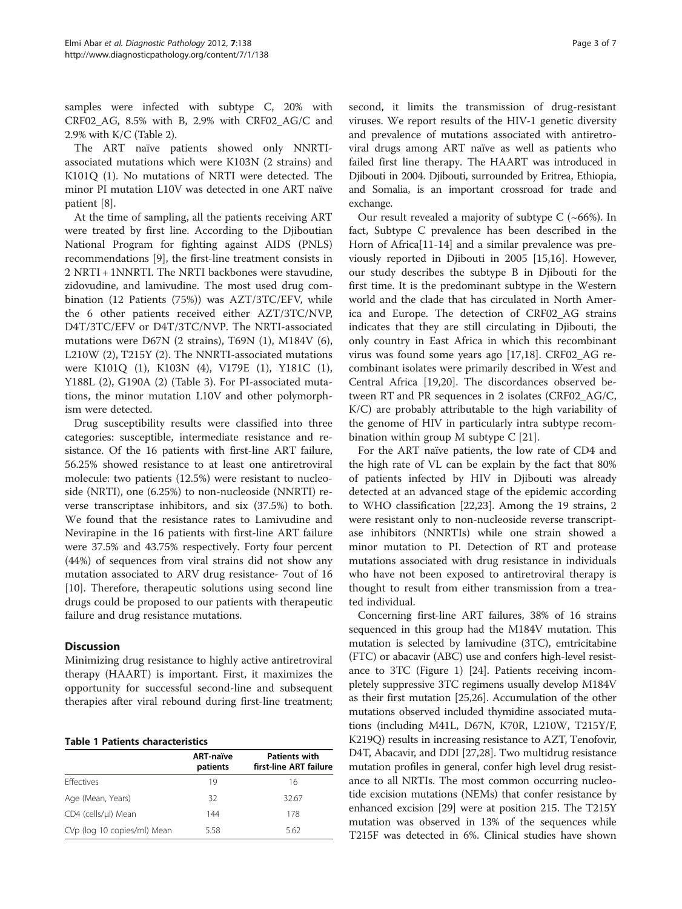samples were infected with subtype C, 20% with CRF02_AG, 8.5% with B, 2.9% with CRF02_AG/C and 2.9% with K/C (Table 2).

The ART naïve patients showed only NNRTI-associated mutations which were K103N (2 strains) and K101Q (1). No mutations of NRTI were detected. The minor PI mutation L10V was detected in one ART naïve patient [8].

At the time of sampling, all the patients receiving ART were treated by first line. According to the Djiboutian National Program for fighting against AIDS (PNLS) recommendations [9], the first-line treatment consists in 2 NRTI + 1NNRTI. The NRTI backbones were stavudine, zidovudine, and lamivudine. The most used drug combination (12 Patients (75%)) was AZT/3TC/EFV, while the 6 other patients received either AZT/3TC/NVP, D4T/3TC/EFV or D4T/3TC/NVP. The NRTI-associated mutations were D67N (2 strains), T69N (1), M184V (6), L210W (2), T215Y (2). The NNRTI-associated mutations were K101Q (1), K103N (4), V179E (1), Y181C (1), Y188L (2), G190A (2) (Table 3). For PI-associated mutations, the minor mutation L10V and other polymorphism were detected.

Drug susceptibility results were classified into three categories: susceptible, intermediate resistance and resistance. Of the 16 patients with first-line ART failure, 56.25% showed resistance to at least one antiretroviral molecule: two patients (12.5%) were resistant to nucleoside (NRTI), one (6.25%) to non-nucleoside (NNRTI) reverse transcriptase inhibitors, and six (37.5%) to both. We found that the resistance rates to Lamivudine and Nevirapine in the 16 patients with first-line ART failure were 37.5% and 43.75% respectively. Forty four percent (44%) of sequences from viral strains did not show any mutation associated to ARV drug resistance- 7out of 16 [10]. Therefore, therapeutic solutions using second line drugs could be proposed to our patients with therapeutic failure and drug resistance mutations.

## Discussion

Minimizing drug resistance to highly active antiretroviral therapy (HAART) is important. First, it maximizes the opportunity for successful second-line and subsequent therapies after viral rebound during first-line treatment; second, it limits the transmission of drug-resistant viruses. We report results of the HIV-1 genetic diversity and prevalence of mutations associated with antiretroviral drugs among ART naïve as well as patients who failed first line therapy. The HAART was introduced in Djibouti in 2004. Djibouti, surrounded by Eritrea, Ethiopia, and Somalia, is an important crossroad for trade and exchange.

Our result revealed a majority of subtype C (~66%). In fact, Subtype C prevalence has been described in the Horn of Africa[11-14] and a similar prevalence was previously reported in Djibouti in 2005 [15,16]. However, our study describes the subtype B in Djibouti for the first time. It is the predominant subtype in the Western world and the clade that has circulated in North America and Europe. The detection of CRF02_AG strains indicates that they are still circulating in Djibouti, the only country in East Africa in which this recombinant virus was found some years ago [17,18]. CRF02_AG recombinant isolates were primarily described in West and Central Africa [19,20]. The discordances observed between RT and PR sequences in 2 isolates (CRF02_AG/C, K/C) are probably attributable to the high variability of the genome of HIV in particularly intra subtype recombination within group M subtype C [21].

For the ART naïve patients, the low rate of CD4 and the high rate of VL can be explain by the fact that 80% of patients infected by HIV in Djibouti was already detected at an advanced stage of the epidemic according to WHO classification [22,23]. Among the 19 strains, 2 were resistant only to non-nucleoside reverse transcriptase inhibitors (NNRTIs) while one strain showed a minor mutation to PI. Detection of RT and protease mutations associated with drug resistance in individuals who have not been exposed to antiretroviral therapy is thought to result from either transmission from a treated individual.

Concerning first-line ART failures, 38% of 16 strains sequenced in this group had the M184V mutation. This mutation is selected by lamivudine (3TC), emtricitabine (FTC) or abacavir (ABC) use and confers high-level resistance to 3TC (Figure 1) [24]. Patients receiving incompletely suppressive 3TC regimens usually develop M184V as their first mutation [25,26]. Accumulation of the other mutations observed included thymidine associated mutations (including M41L, D67N, K70R, L210W, T215Y/F, K219Q) results in increasing resistance to AZT, Tenofovir, D4T, Abacavir, and DDI [27,28]. Two multidrug resistance mutation profiles in general, confer high level drug resistance to all NRTIs. The most common occurring nucleotide excision mutations (NEMs) that confer resistance by enhanced excision [29] were at position 215. The T215Y mutation was observed in 13% of the sequences while T215F was detected in 6%. Clinical studies have shown

**Table 1 Patients characteristics**

| | ART-naïve patients | Patients with first-line ART failure |
|---|---|---|
| Effectives | 19 | 16 |
| Age (Mean, Years) | 32 | 32.67 |
| CD4 (cells/µl) Mean | 144 | 178 |
| CVp (log 10 copies/ml) Mean | 5.58 | 5.62 |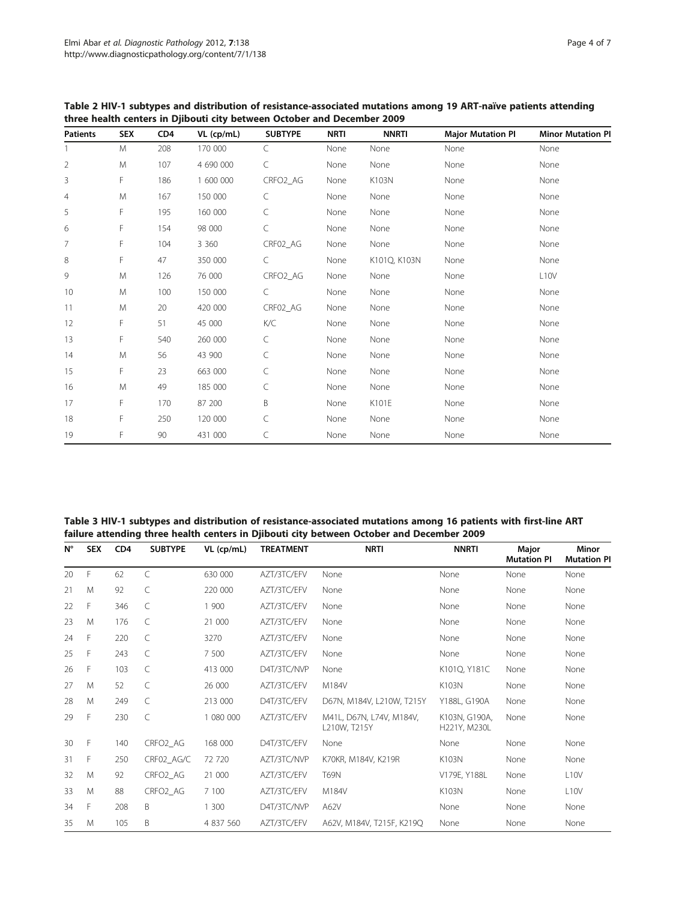**Table 2 HIV-1 subtypes and distribution of resistance-associated mutations among 19 ART-naïve patients attending three health centers in Djibouti city between October and December 2009**

| Patients | SEX | CD4 | VL (cp/mL) | SUBTYPE | NRTI | NNRTI | Major Mutation PI | Minor Mutation PI |
|---|---|---|---|---|---|---|---|---|
| 1 | M | 208 | 170 000 | C | None | None | None | None |
| 2 | M | 107 | 4 690 000 | C | None | None | None | None |
| 3 | F | 186 | 1 600 000 | CRFO2_AG | None | K103N | None | None |
| 4 | M | 167 | 150 000 | C | None | None | None | None |
| 5 | F | 195 | 160 000 | C | None | None | None | None |
| 6 | F | 154 | 98 000 | C | None | None | None | None |
| 7 | F | 104 | 3 360 | CRF02_AG | None | None | None | None |
| 8 | F | 47 | 350 000 | C | None | K101Q, K103N | None | None |
| 9 | M | 126 | 76 000 | CRFO2_AG | None | None | None | L10V |
| 10 | M | 100 | 150 000 | C | None | None | None | None |
| 11 | M | 20 | 420 000 | CRF02_AG | None | None | None | None |
| 12 | F | 51 | 45 000 | K/C | None | None | None | None |
| 13 | F | 540 | 260 000 | C | None | None | None | None |
| 14 | M | 56 | 43 900 | C | None | None | None | None |
| 15 | F | 23 | 663 000 | C | None | None | None | None |
| 16 | M | 49 | 185 000 | C | None | None | None | None |
| 17 | F | 170 | 87 200 | B | None | K101E | None | None |
| 18 | F | 250 | 120 000 | C | None | None | None | None |
| 19 | F | 90 | 431 000 | C | None | None | None | None |

**Table 3 HIV-1 subtypes and distribution of resistance-associated mutations among 16 patients with first-line ART failure attending three health centers in Djibouti city between October and December 2009**

| N° | SEX | CD4 | SUBTYPE | VL (cp/mL) | TREATMENT | NRTI | NNRTI | Major Mutation PI | Minor Mutation PI |
|---|---|---|---|---|---|---|---|---|---|
| 20 | F | 62 | C | 630 000 | AZT/3TC/EFV | None | None | None | None |
| 21 | M | 92 | C | 220 000 | AZT/3TC/EFV | None | None | None | None |
| 22 | F | 346 | C | 1 900 | AZT/3TC/EFV | None | None | None | None |
| 23 | M | 176 | C | 21 000 | AZT/3TC/EFV | None | None | None | None |
| 24 | F | 220 | C | 3270 | AZT/3TC/EFV | None | None | None | None |
| 25 | F | 243 | C | 7 500 | AZT/3TC/EFV | None | None | None | None |
| 26 | F | 103 | C | 413 000 | D4T/3TC/NVP | None | K101Q, Y181C | None | None |
| 27 | M | 52 | C | 26 000 | AZT/3TC/EFV | M184V | K103N | None | None |
| 28 | M | 249 | C | 213 000 | D4T/3TC/EFV | D67N, M184V, L210W, T215Y | Y188L, G190A | None | None |
| 29 | F | 230 | C | 1 080 000 | AZT/3TC/EFV | M41L, D67N, L74V, M184V, L210W, T215Y | K103N, G190A, H221Y, M230L | None | None |
| 30 | F | 140 | CRFO2_AG | 168 000 | D4T/3TC/EFV | None | None | None | None |
| 31 | F | 250 | CRF02_AG/C | 72 720 | AZT/3TC/NVP | K70KR, M184V, K219R | K103N | None | None |
| 32 | M | 92 | CRFO2_AG | 21 000 | AZT/3TC/EFV | T69N | V179E, Y188L | None | L10V |
| 33 | M | 88 | CRFO2_AG | 7 100 | AZT/3TC/EFV | M184V | K103N | None | L10V |
| 34 | F | 208 | B | 1 300 | D4T/3TC/NVP | A62V | None | None | None |
| 35 | M | 105 | B | 4 837 560 | AZT/3TC/EFV | A62V, M184V, T215F, K219Q | None | None | None |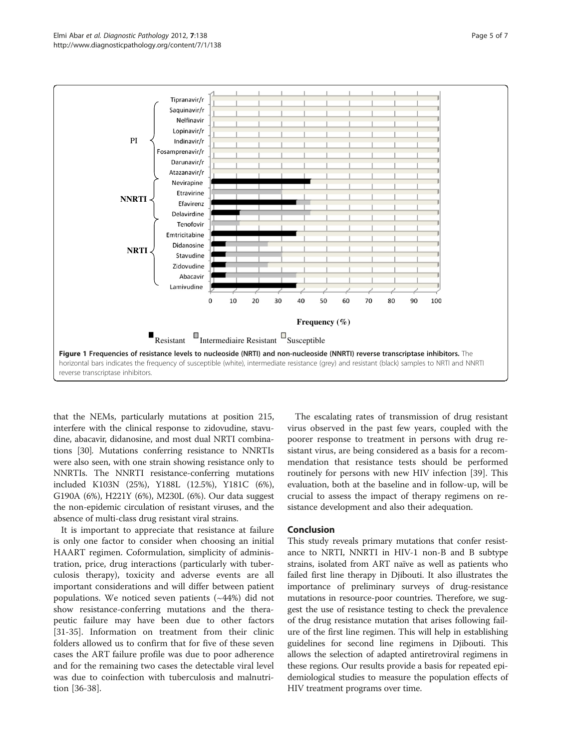Figure 1 Frequencies of resistance levels to nucleoside (NRTI) and non-nucleoside (NNRTI) reverse transcriptase inhibitors. The horizontal bars indicates the frequency of susceptible (white), intermediate resistance (grey) and resistant (black) samples to NRTI and NNRTI reverse transcriptase inhibitors.

that the NEMs, particularly mutations at position 215, interfere with the clinical response to zidovudine, stavudine, abacavir, didanosine, and most dual NRTI combinations [30]. Mutations conferring resistance to NNRTIs were also seen, with one strain showing resistance only to NNRTIs. The NNRTI resistance-conferring mutations included K103N (25%), Y188L (12.5%), Y181C (6%), G190A (6%), H221Y (6%), M230L (6%). Our data suggest the non-epidemic circulation of resistant viruses, and the absence of multi-class drug resistant viral strains.

It is important to appreciate that resistance at failure is only one factor to consider when choosing an initial HAART regimen. Coformulation, simplicity of administration, price, drug interactions (particularly with tuberculosis therapy), toxicity and adverse events are all important considerations and will differ between patient populations. We noticed seven patients (~44%) did not show resistance-conferring mutations and the therapeutic failure may have been due to other factors [31-35]. Information on treatment from their clinic folders allowed us to confirm that for five of these seven cases the ART failure profile was due to poor adherence and for the remaining two cases the detectable viral level was due to coinfection with tuberculosis and malnutrition [36-38].

The escalating rates of transmission of drug resistant virus observed in the past few years, coupled with the poorer response to treatment in persons with drug resistant virus, are being considered as a basis for a recommendation that resistance tests should be performed routinely for persons with new HIV infection [39]. This evaluation, both at the baseline and in follow-up, will be crucial to assess the impact of therapy regimens on resistance development and also their adequation.

## Conclusion

This study reveals primary mutations that confer resistance to NRTI, NNRTI in HIV-1 non-B and B subtype strains, isolated from ART naïve as well as patients who failed first line therapy in Djibouti. It also illustrates the importance of preliminary surveys of drug-resistance mutations in resource-poor countries. Therefore, we suggest the use of resistance testing to check the prevalence of the drug resistance mutation that arises following failure of the first line regimen. This will help in establishing guidelines for second line regimens in Djibouti. This allows the selection of adapted antiretroviral regimens in these regions. Our results provide a basis for repeated epidemiological studies to measure the population effects of HIV treatment programs over time.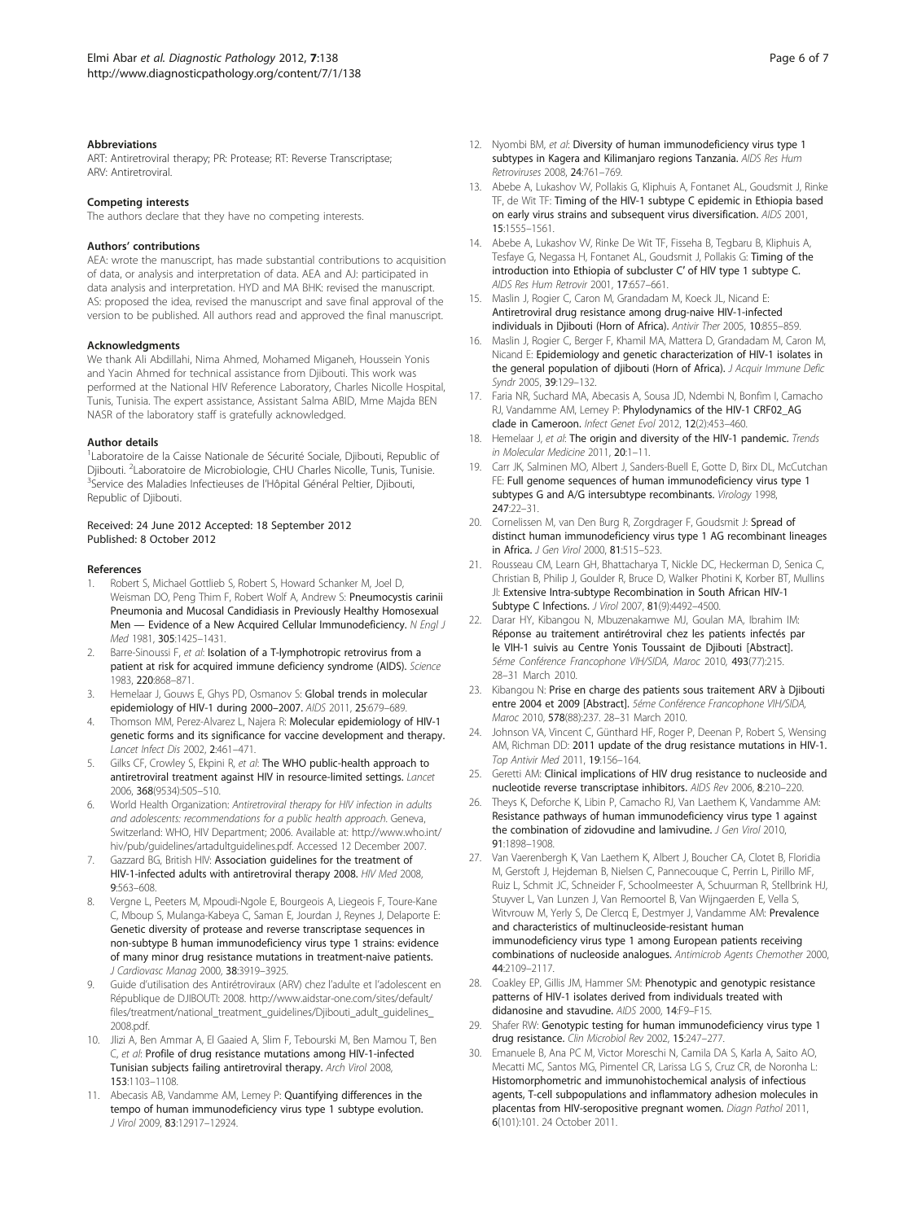### Abbreviations

ART: Antiretroviral therapy; PR: Protease; RT: Reverse Transcriptase; ARV: Antiretroviral.

### Competing interests

The authors declare that they have no competing interests.

### Authors' contributions

AEA: wrote the manuscript, has made substantial contributions to acquisition of data, or analysis and interpretation of data. AEA and AJ: participated in data analysis and interpretation. HYD and MA BHK: revised the manuscript. AS: proposed the idea, revised the manuscript and save final approval of the version to be published. All authors read and approved the final manuscript.

### Acknowledgments

We thank Ali Abdillahi, Nima Ahmed, Mohamed Miganeh, Houssein Yonis and Yacin Ahmed for technical assistance from Djibouti. This work was performed at the National HIV Reference Laboratory, Charles Nicolle Hospital, Tunis, Tunisia. The expert assistance, Assistant Salma ABID, Mme Majda BEN NASR of the laboratory staff is gratefully acknowledged.

### Author details

[1]Laboratoire de la Caisse Nationale de Sécurité Sociale, Djibouti, Republic of Djibouti. [2]Laboratoire de Microbiologie, CHU Charles Nicolle, Tunis, Tunisie. [3]Service des Maladies Infectieuses de l'Hôpital Général Peltier, Djibouti, Republic of Djibouti.

Received: 24 June 2012 Accepted: 18 September 2012
Published: 8 October 2012

### References

1. Robert S, Michael Gottlieb S, Robert S, Howard Schanker M, Joel D, Weisman DO, Peng Thim F, Robert Wolf A, Andrew S: **Pneumocystis carinii Pneumonia and Mucosal Candidiasis in Previously Healthy Homosexual Men — Evidence of a New Acquired Cellular Immunodeficiency.** *N Engl J Med* 1981, **305**:1425–1431.
2. Barre-Sinoussi F, *et al*: **Isolation of a T-lymphotropic retrovirus from a patient at risk for acquired immune deficiency syndrome (AIDS).** *Science* 1983, **220**:868–871.
3. Hemelaar J, Gouws E, Ghys PD, Osmanov S: **Global trends in molecular epidemiology of HIV-1 during 2000–2007.** *AIDS* 2011, **25**:679–689.
4. Thomson MM, Perez-Alvarez L, Najera R: **Molecular epidemiology of HIV-1 genetic forms and its significance for vaccine development and therapy.** *Lancet Infect Dis* 2002, **2**:461–471.
5. Gilks CF, Crowley S, Ekpini R, *et al*: **The WHO public-health approach to antiretroviral treatment against HIV in resource-limited settings.** *Lancet* 2006, **368**(9534):505–510.
6. World Health Organization: *Antiretroviral therapy for HIV infection in adults and adolescents: recommendations for a public health approach.* Geneva, Switzerland: WHO, HIV Department; 2006. Available at: http://www.who.int/hiv/pub/guidelines/artadultguidelines.pdf. Accessed 12 December 2007.
7. Gazzard BG, British HIV: **Association guidelines for the treatment of HIV-1-infected adults with antiretroviral therapy 2008.** *HIV Med* 2008, **9**:563–608.
8. Vergne L, Peeters M, Mpoudi-Ngole E, Bourgeois A, Liegeois F, Toure-Kane C, Mboup S, Mulanga-Kabeya C, Saman E, Jourdan J, Reynes J, Delaporte E: **Genetic diversity of protease and reverse transcriptase sequences in non-subtype B human immunodeficiency virus type 1 strains: evidence of many minor drug resistance mutations in treatment-naive patients.** *J Cardiovasc Manag* 2000, **38**:3919–3925.
9. Guide d'utilisation des Antirétroviraux (ARV) chez l'adulte et l'adolescent en République de DJIBOUTI: 2008. http://www.aidstar-one.com/sites/default/files/treatment/national_treatment_guidelines/Djibouti_adult_guidelines_2008.pdf.
10. Jlizi A, Ben Ammar A, El Gaaied A, Slim F, Tebourski M, Ben Mamou T, Ben C, *et al*: **Profile of drug resistance mutations among HIV-1-infected Tunisian subjects failing antiretroviral therapy.** *Arch Virol* 2008, **153**:1103–1108.
11. Abecasis AB, Vandamme AM, Lemey P: **Quantifying differences in the tempo of human immunodeficiency virus type 1 subtype evolution.** *J Virol* 2009, **83**:12917–12924.
12. Nyombi BM, *et al*: **Diversity of human immunodeficiency virus type 1 subtypes in Kagera and Kilimanjaro regions Tanzania.** *AIDS Res Hum Retroviruses* 2008, **24**:761–769.
13. Abebe A, Lukashov VV, Pollakis G, Kliphuis A, Fontanet AL, Goudsmit J, Rinke TF, de Wit TF: **Timing of the HIV-1 subtype C epidemic in Ethiopia based on early virus strains and subsequent virus diversification.** *AIDS* 2001, **15**:1555–1561.
14. Abebe A, Lukashov VV, Rinke De Wit TF, Fisseha B, Tegbaru B, Kliphuis A, Tesfaye G, Negassa H, Fontanet AL, Goudsmit J, Pollakis G: **Timing of the introduction into Ethiopia of subcluster C' of HIV type 1 subtype C.** *AIDS Res Hum Retrovir* 2001, **17**:657–661.
15. Maslin J, Rogier C, Caron M, Grandadam M, Koeck JL, Nicand E: **Antiretroviral drug resistance among drug-naive HIV-1-infected individuals in Djibouti (Horn of Africa).** *Antivir Ther* 2005, **10**:855–859.
16. Maslin J, Rogier C, Berger F, Khamil MA, Mattera D, Grandadam M, Caron M, Nicand E: **Epidemiology and genetic characterization of HIV-1 isolates in the general population of djibouti (Horn of Africa).** *J Acquir Immune Defic Syndr* 2005, **39**:129–132.
17. Faria NR, Suchard MA, Abecasis A, Sousa JD, Ndembi N, Bonfim I, Camacho RJ, Vandamme AM, Lemey P: **Phylodynamics of the HIV-1 CRF02_AG clade in Cameroon.** *Infect Genet Evol* 2012, **12**(2):453–460.
18. Hemelaar J, *et al*: **The origin and diversity of the HIV-1 pandemic.** *Trends in Molecular Medicine* 2011, **20**:1–11.
19. Carr JK, Salminen MO, Albert J, Sanders-Buell E, Gotte D, Birx DL, McCutchan FE: **Full genome sequences of human immunodeficiency virus type 1 subtypes G and A/G intersubtype recombinants.** *Virology* 1998, **247**:22–31.
20. Cornelissen M, van Den Burg R, Zorgdrager F, Goudsmit J: **Spread of distinct human immunodeficiency virus type 1 AG recombinant lineages in Africa.** *J Gen Virol* 2000, **81**:515–523.
21. Rousseau CM, Learn GH, Bhattacharya T, Nickle DC, Heckerman D, Senica C, Christian B, Philip J, Goulder R, Bruce D, Walker Photini K, Korber BT, Mullins JI: **Extensive Intra-subtype Recombination in South African HIV-1 Subtype C Infections.** *J Virol* 2007, **81**(9):4492–4500.
22. Darar HY, Kibangou N, Mbuzenakamwe MJ, Goulan MA, Ibrahim IM: **Réponse au traitement antirétroviral chez les patients infectés par le VIH-1 suivis au Centre Yonis Toussaint de Djibouti [Abstract].** *5éme Conférence Francophone VIH/SIDA, Maroc* 2010, **493**(77):215. 28–31 March 2010.
23. Kibangou N: **Prise en charge des patients sous traitement ARV à Djibouti entre 2004 et 2009 [Abstract].** *5éme Conférence Francophone VIH/SIDA, Maroc* 2010, **578**(88):237. 28–31 March 2010.
24. Johnson VA, Vincent C, Günthard HF, Roger P, Deenan P, Robert S, Wensing AM, Richman DD: **2011 update of the drug resistance mutations in HIV-1.** *Top Antivir Med* 2011, **19**:156–164.
25. Geretti AM: **Clinical implications of HIV drug resistance to nucleoside and nucleotide reverse transcriptase inhibitors.** *AIDS Rev* 2006, **8**:210–220.
26. Theys K, Deforche K, Libin P, Camacho RJ, Van Laethem K, Vandamme AM: **Resistance pathways of human immunodeficiency virus type 1 against the combination of zidovudine and lamivudine.** *J Gen Virol* 2010, **91**:1898–1908.
27. Van Vaerenbergh K, Van Laethem K, Albert J, Boucher CA, Clotet B, Floridia M, Gerstoft J, Hejdeman B, Nielsen C, Pannecouque C, Perrin L, Pirillo MF, Ruiz L, Schmit JC, Schneider F, Schoolmeester A, Schuurman R, Stellbrink HJ, Stuyver L, Van Lunzen J, Van Remoortel B, Van Wijngaerden E, Vella S, Witvrouw M, Yerly S, De Clercq E, Destmyer J, Vandamme AM: **Prevalence and characteristics of multinucleoside-resistant human immunodeficiency virus type 1 among European patients receiving combinations of nucleoside analogues.** *Antimicrob Agents Chemother* 2000, **44**:2109–2117.
28. Coakley EP, Gillis JM, Hammer SM: **Phenotypic and genotypic resistance patterns of HIV-1 isolates derived from individuals treated with didanosine and stavudine.** *AIDS* 2000, **14**:F9–F15.
29. Shafer RW: **Genotypic testing for human immunodeficiency virus type 1 drug resistance.** *Clin Microbiol Rev* 2002, **15**:247–277.
30. Emanuele B, Ana PC M, Victor Moreschi N, Camila DA S, Karla A, Saito AO, Mecatti MC, Santos MG, Pimentel CR, Larissa LG S, Cruz CR, de Noronha L: **Histomorphometric and immunohistochemical analysis of infectious agents, T-cell subpopulations and inflammatory adhesion molecules in placentas from HIV-seropositive pregnant women.** *Diagn Pathol* 2011, **6**(101):101. 24 October 2011.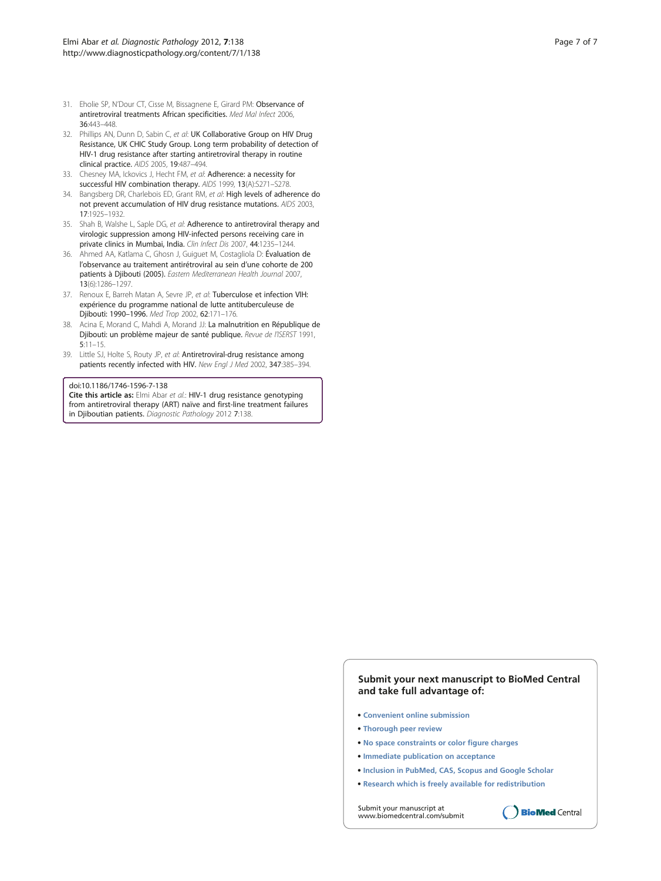31. Eholie SP, N'Dour CT, Cisse M, Bissagnene E, Girard PM: **Observance of antiretroviral treatments African specificities.** *Med Mal Infect* 2006, **36**:443–448.
32. Phillips AN, Dunn D, Sabin C, *et al*: **UK Collaborative Group on HIV Drug Resistance, UK CHIC Study Group. Long term probability of detection of HIV-1 drug resistance after starting antiretroviral therapy in routine clinical practice.** *AIDS* 2005, **19**:487–494.
33. Chesney MA, Ickovics J, Hecht FM, *et al*: **Adherence: a necessity for successful HIV combination therapy.** *AIDS* 1999, **13**(A):S271–S278.
34. Bangsberg DR, Charlebois ED, Grant RM, *et al*: **High levels of adherence do not prevent accumulation of HIV drug resistance mutations.** *AIDS* 2003, **17**:1925–1932.
35. Shah B, Walshe L, Saple DG, *et al*: **Adherence to antiretroviral therapy and virologic suppression among HIV-infected persons receiving care in private clinics in Mumbai, India.** *Clin Infect Dis* 2007, **44**:1235–1244.
36. Ahmed AA, Katlama C, Ghosn J, Guiguet M, Costagliola D: **Évaluation de l'observance au traitement antirétroviral au sein d'une cohorte de 200 patients à Djibouti (2005).** *Eastern Mediterranean Health Journal* 2007, **13**(6):1286–1297.
37. Renoux E, Barreh Matan A, Sevre JP, *et al*: **Tuberculose et infection VIH: expérience du programme national de lutte antituberculeuse de Djibouti: 1990–1996.** *Med Trop* 2002, **62**:171–176.
38. Acina E, Morand C, Mahdi A, Morand JJ: **La malnutrition en République de Djibouti: un problème majeur de santé publique.** *Revue de l'ISERST* 1991, **5**:11–15.
39. Little SJ, Holte S, Routy JP, *et al*: **Antiretroviral-drug resistance among patients recently infected with HIV.** *New Engl J Med* 2002, **347**:385–394.

doi:10.1186/1746-1596-7-138
**Cite this article as:** Elmi Abar *et al.*: HIV-1 drug resistance genotyping from antiretroviral therapy (ART) naïve and first-line treatment failures in Djiboutian patients. *Diagnostic Pathology* 2012 **7**:138.

**Submit your next manuscript to BioMed Central and take full advantage of:**

- **Convenient online submission**
- **Thorough peer review**
- **No space constraints or color figure charges**
- **Immediate publication on acceptance**
- **Inclusion in PubMed, CAS, Scopus and Google Scholar**
- **Research which is freely available for redistribution**

Submit your manuscript at
www.biomedcentral.com/submit

BioMed Central